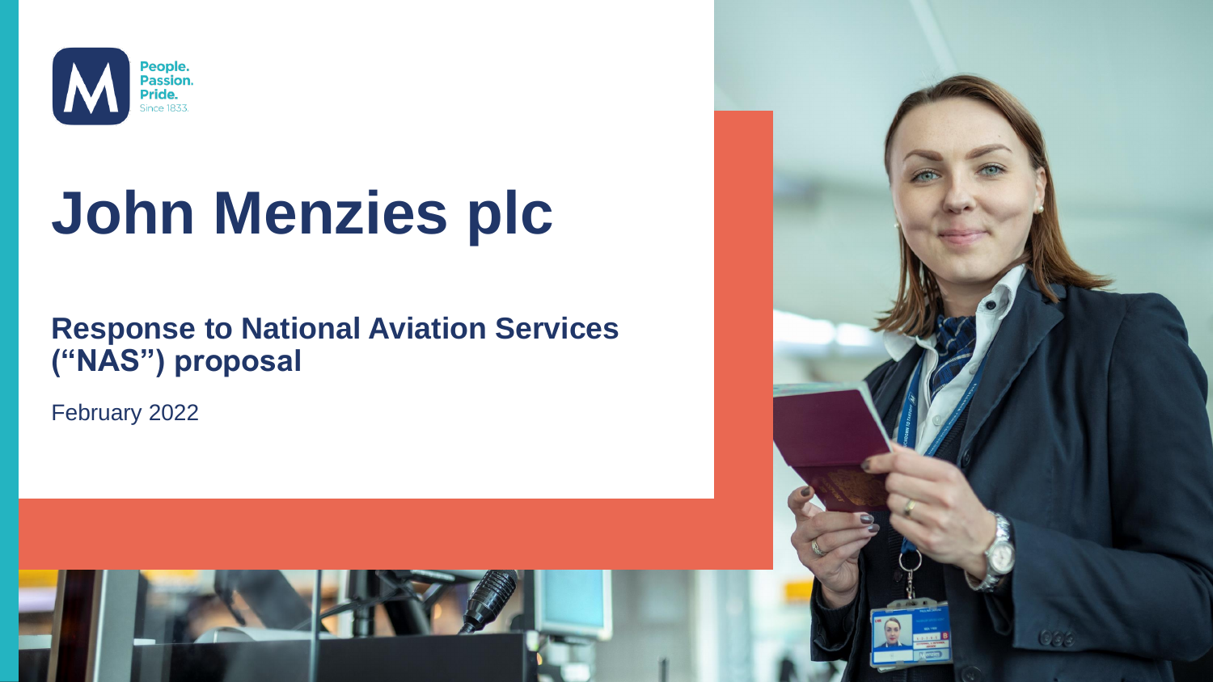People.
Passion.
Pride.
Since 1833.

# John Menzies plc

## Response to National Aviation Services ("NAS") proposal

February 2022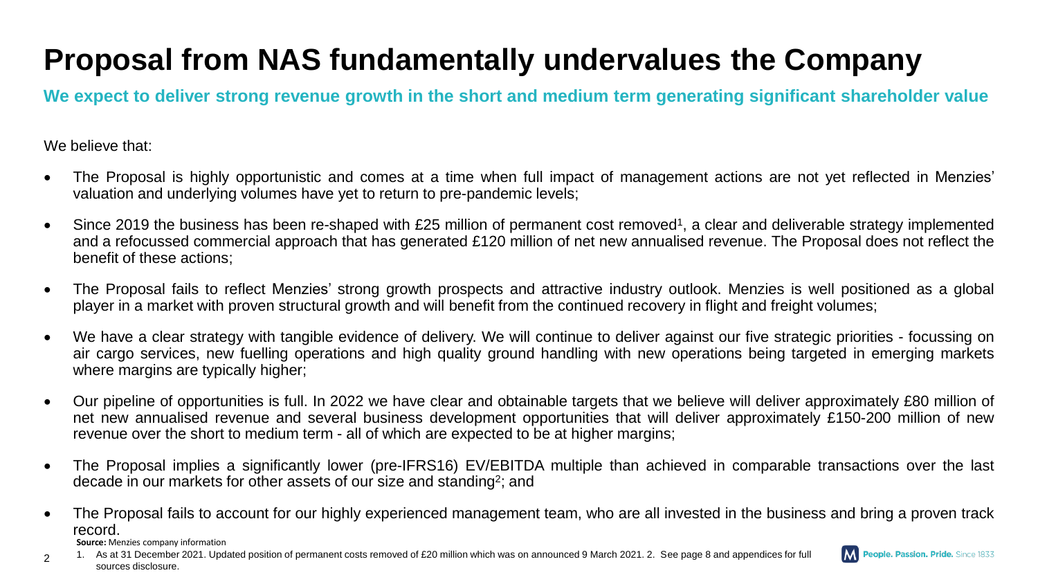# Proposal from NAS fundamentally undervalues the Company

**We expect to deliver strong revenue growth in the short and medium term generating significant shareholder value**

We believe that:

- The Proposal is highly opportunistic and comes at a time when full impact of management actions are not yet reflected in Menzies' valuation and underlying volumes have yet to return to pre-pandemic levels;
- Since 2019 the business has been re-shaped with £25 million of permanent cost removed[1], a clear and deliverable strategy implemented and a refocussed commercial approach that has generated £120 million of net new annualised revenue. The Proposal does not reflect the benefit of these actions;
- The Proposal fails to reflect Menzies' strong growth prospects and attractive industry outlook. Menzies is well positioned as a global player in a market with proven structural growth and will benefit from the continued recovery in flight and freight volumes;
- We have a clear strategy with tangible evidence of delivery. We will continue to deliver against our five strategic priorities - focussing on air cargo services, new fuelling operations and high quality ground handling with new operations being targeted in emerging markets where margins are typically higher;
- Our pipeline of opportunities is full. In 2022 we have clear and obtainable targets that we believe will deliver approximately £80 million of net new annualised revenue and several business development opportunities that will deliver approximately £150-200 million of new revenue over the short to medium term - all of which are expected to be at higher margins;
- The Proposal implies a significantly lower (pre-IFRS16) EV/EBITDA multiple than achieved in comparable transactions over the last decade in our markets for other assets of our size and standing[2]; and
- The Proposal fails to account for our highly experienced management team, who are all invested in the business and bring a proven track record.

**Source:** Menzies company information

1. As at 31 December 2021. Updated position of permanent costs removed of £20 million which was on announced 9 March 2021. 2. See page 8 and appendices for full sources disclosure.

People. Passion. Pride. Since 1833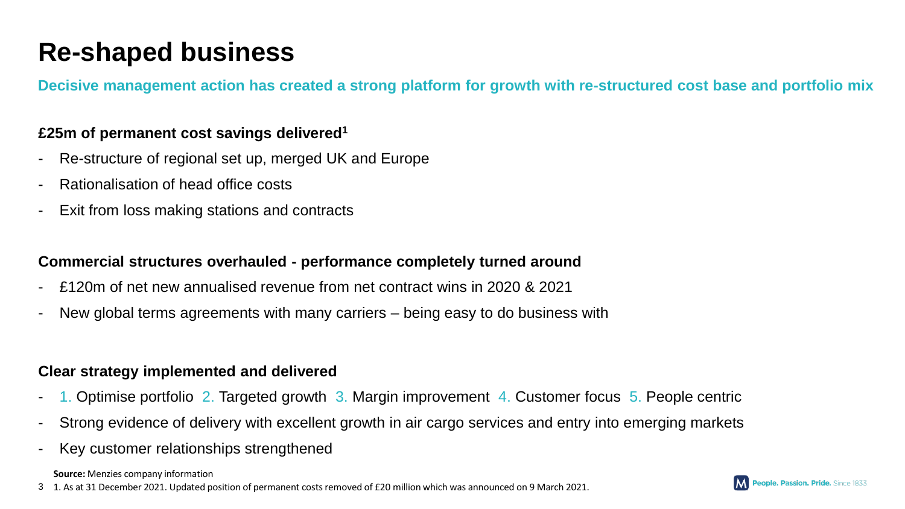# Re-shaped business

**Decisive management action has created a strong platform for growth with re-structured cost base and portfolio mix**

**£25m of permanent cost savings delivered[1]**

- Re-structure of regional set up, merged UK and Europe
- Rationalisation of head office costs
- Exit from loss making stations and contracts

**Commercial structures overhauled - performance completely turned around**

- £120m of net new annualised revenue from net contract wins in 2020 & 2021
- New global terms agreements with many carriers – being easy to do business with

**Clear strategy implemented and delivered**

- 1. Optimise portfolio 2. Targeted growth 3. Margin improvement 4. Customer focus 5. People centric
- Strong evidence of delivery with excellent growth in air cargo services and entry into emerging markets
- Key customer relationships strengthened

**Source:** Menzies company information

1. As at 31 December 2021. Updated position of permanent costs removed of £20 million which was announced on 9 March 2021.

People. Passion. Pride. Since 1833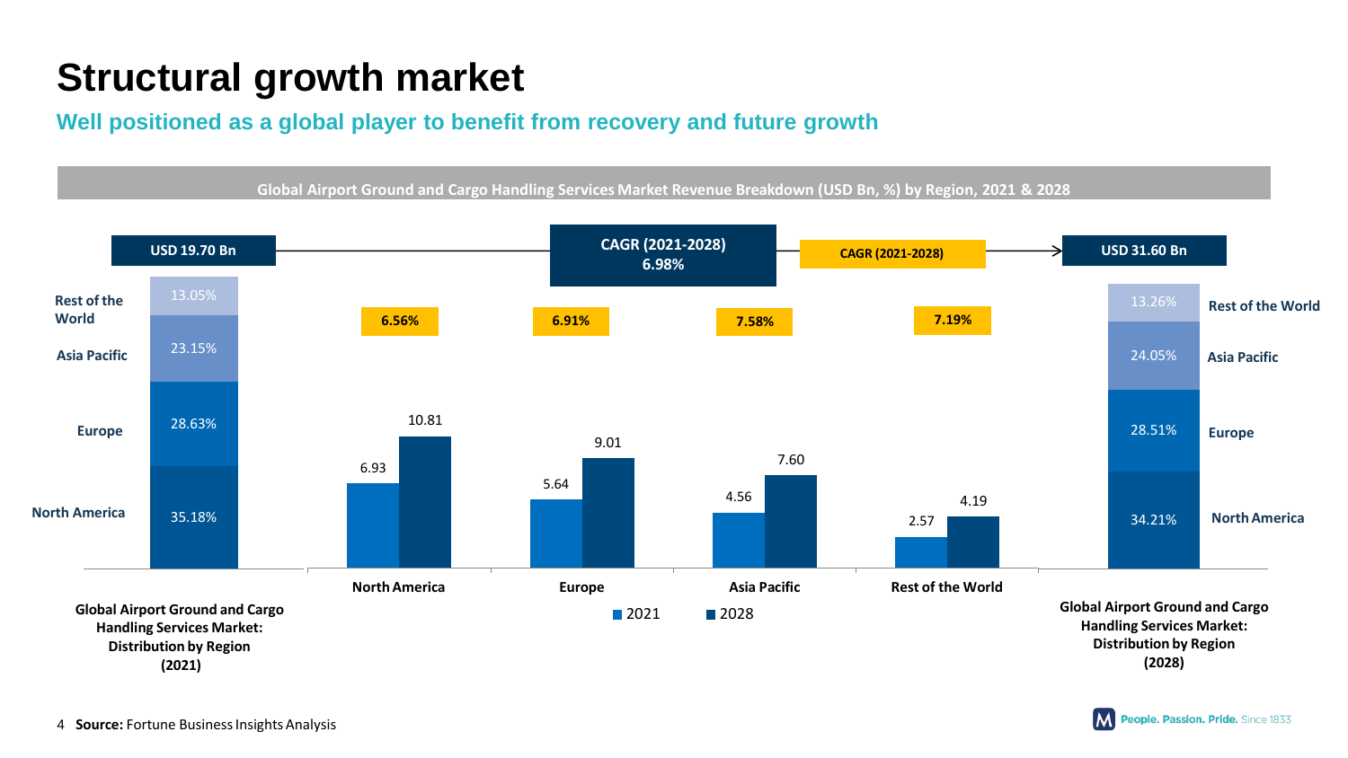# Structural growth market

## Well positioned as a global player to benefit from recovery and future growth

**Global Airport Ground and Cargo Handling Services Market Revenue Breakdown (USD Bn, %) by Region, 2021 & 2028**

USD 19.70 Bn → CAGR (2021-2028) 6.98% → USD 31.60 Bn

| Region | 2021 Share | 2021 (USD Bn) | 2028 (USD Bn) | CAGR (2021-2028) | 2028 Share |
|---|---|---|---|---|---|
| North America | 35.18% | 6.93 | 10.81 | 6.56% | 34.21% |
| Europe | 28.63% | 5.64 | 9.01 | 6.91% | 28.51% |
| Asia Pacific | 23.15% | 4.56 | 7.60 | 7.58% | 24.05% |
| Rest of the World | 13.05% | 2.57 | 4.19 | 7.19% | 13.26% |

Global Airport Ground and Cargo Handling Services Market: Distribution by Region (2021)

Global Airport Ground and Cargo Handling Services Market: Distribution by Region (2028)

**Source:** Fortune Business Insights Analysis

People. Passion. Pride. Since 1833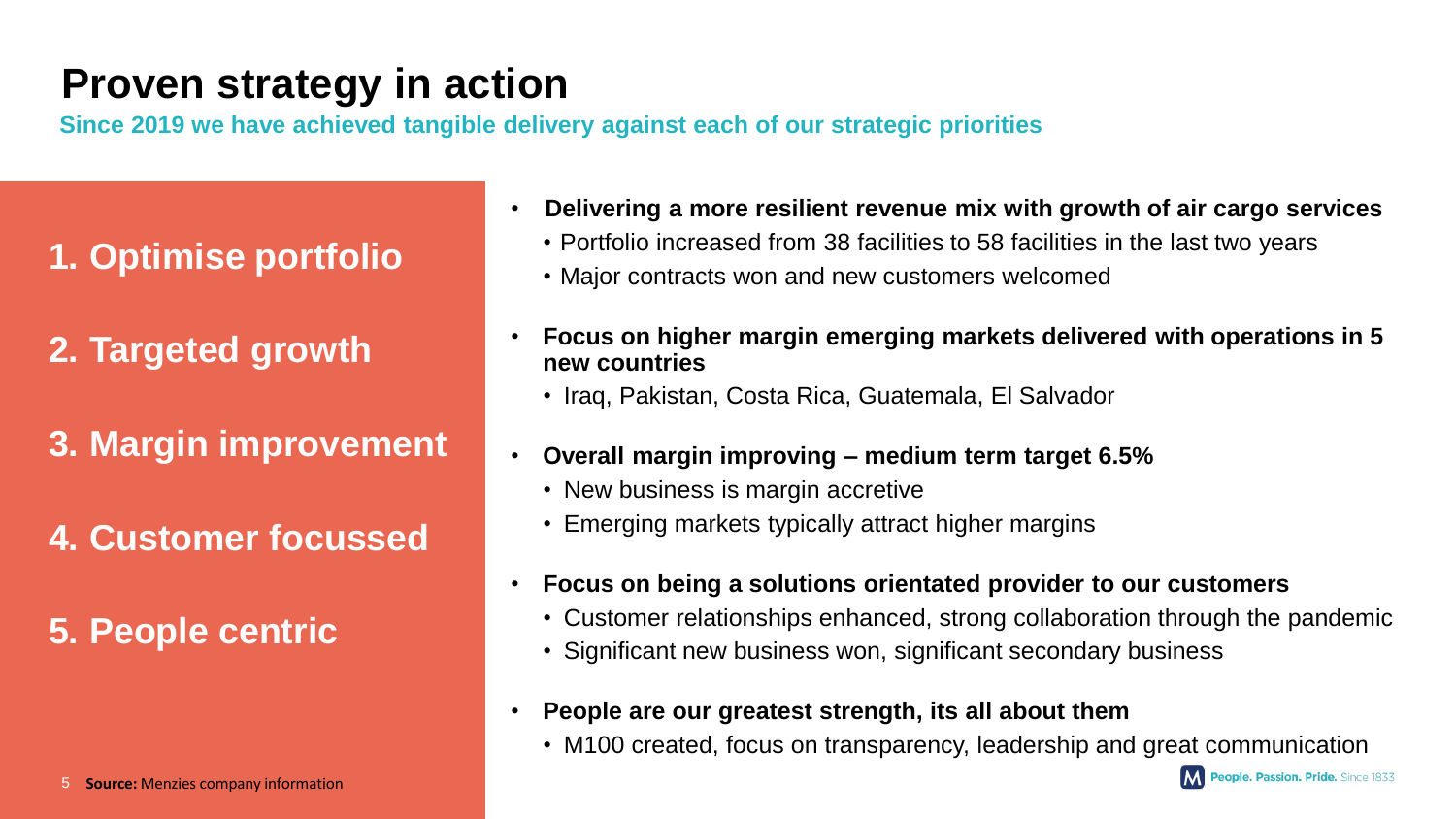# Proven strategy in action

**Since 2019 we have achieved tangible delivery against each of our strategic priorities**

**1. Optimise portfolio**

**2. Targeted growth**

**3. Margin improvement**

**4. Customer focussed**

**5. People centric**

- **Delivering a more resilient revenue mix with growth of air cargo services**
  - Portfolio increased from 38 facilities to 58 facilities in the last two years
  - Major contracts won and new customers welcomed
- **Focus on higher margin emerging markets delivered with operations in 5 new countries**
  - Iraq, Pakistan, Costa Rica, Guatemala, El Salvador
- **Overall margin improving – medium term target 6.5%**
  - New business is margin accretive
  - Emerging markets typically attract higher margins
- **Focus on being a solutions orientated provider to our customers**
  - Customer relationships enhanced, strong collaboration through the pandemic
  - Significant new business won, significant secondary business
- **People are our greatest strength, its all about them**
  - M100 created, focus on transparency, leadership and great communication

**Source:** Menzies company information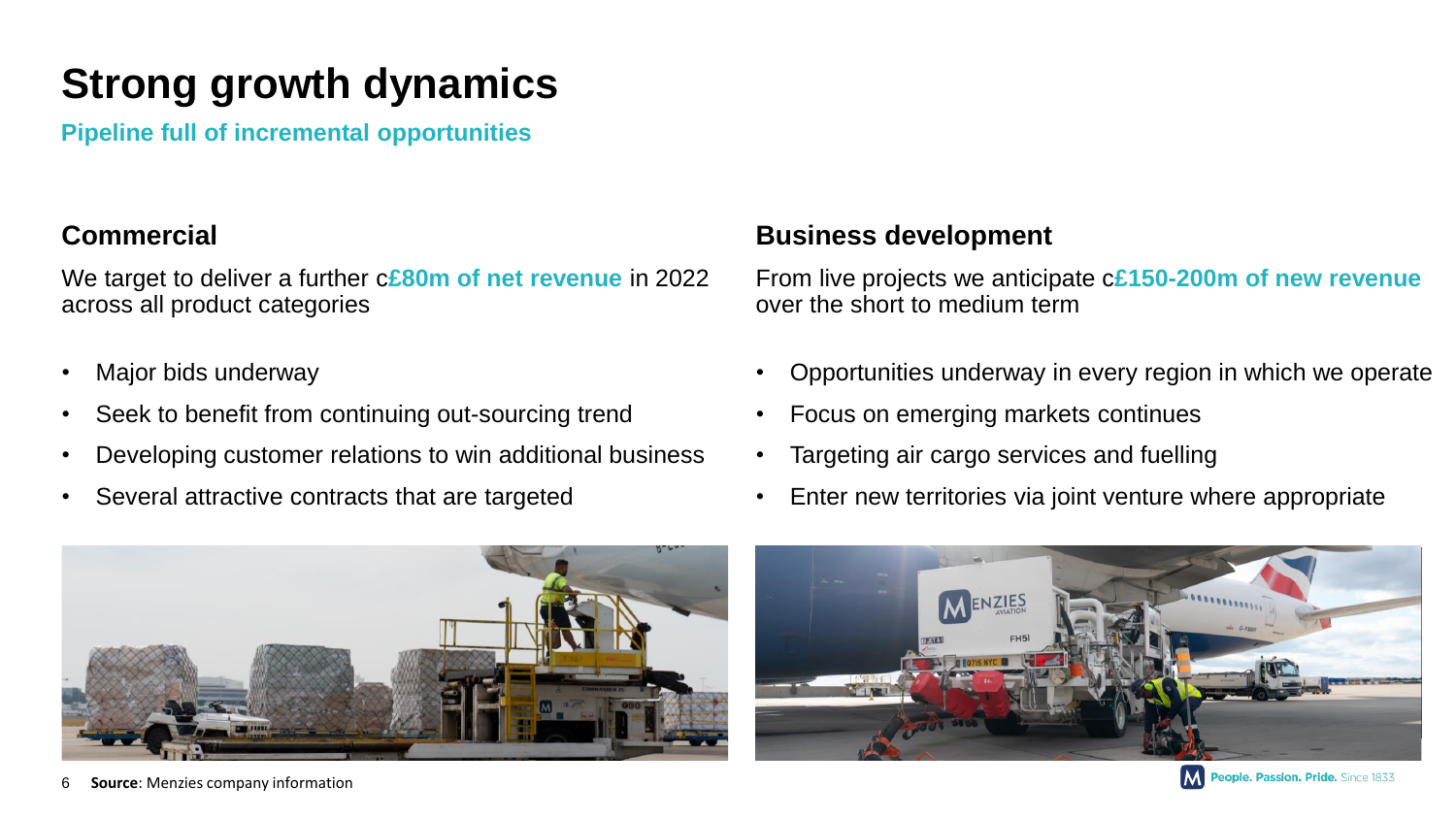# Strong growth dynamics

**Pipeline full of incremental opportunities**

## Commercial

We target to deliver a further c**£80m of net revenue** in 2022 across all product categories

- Major bids underway
- Seek to benefit from continuing out-sourcing trend
- Developing customer relations to win additional business
- Several attractive contracts that are targeted

## Business development

From live projects we anticipate c**£150-200m of new revenue** over the short to medium term

- Opportunities underway in every region in which we operate
- Focus on emerging markets continues
- Targeting air cargo services and fuelling
- Enter new territories via joint venture where appropriate

**Source**: Menzies company information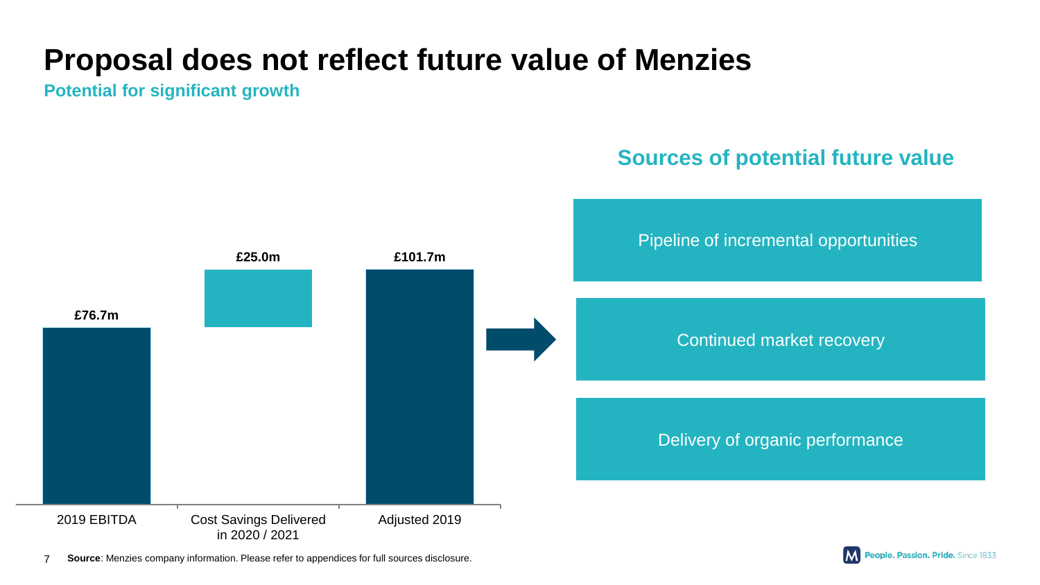# Proposal does not reflect future value of Menzies

**Potential for significant growth**

| 2019 EBITDA | Cost Savings Delivered in 2020 / 2021 | Adjusted 2019 |
| --- | --- | --- |
| £76.7m | £25.0m | £101.7m |

## Sources of potential future value

- Pipeline of incremental opportunities
- Continued market recovery
- Delivery of organic performance

**Source**: Menzies company information. Please refer to appendices for full sources disclosure.

People. Passion. Pride. Since 1833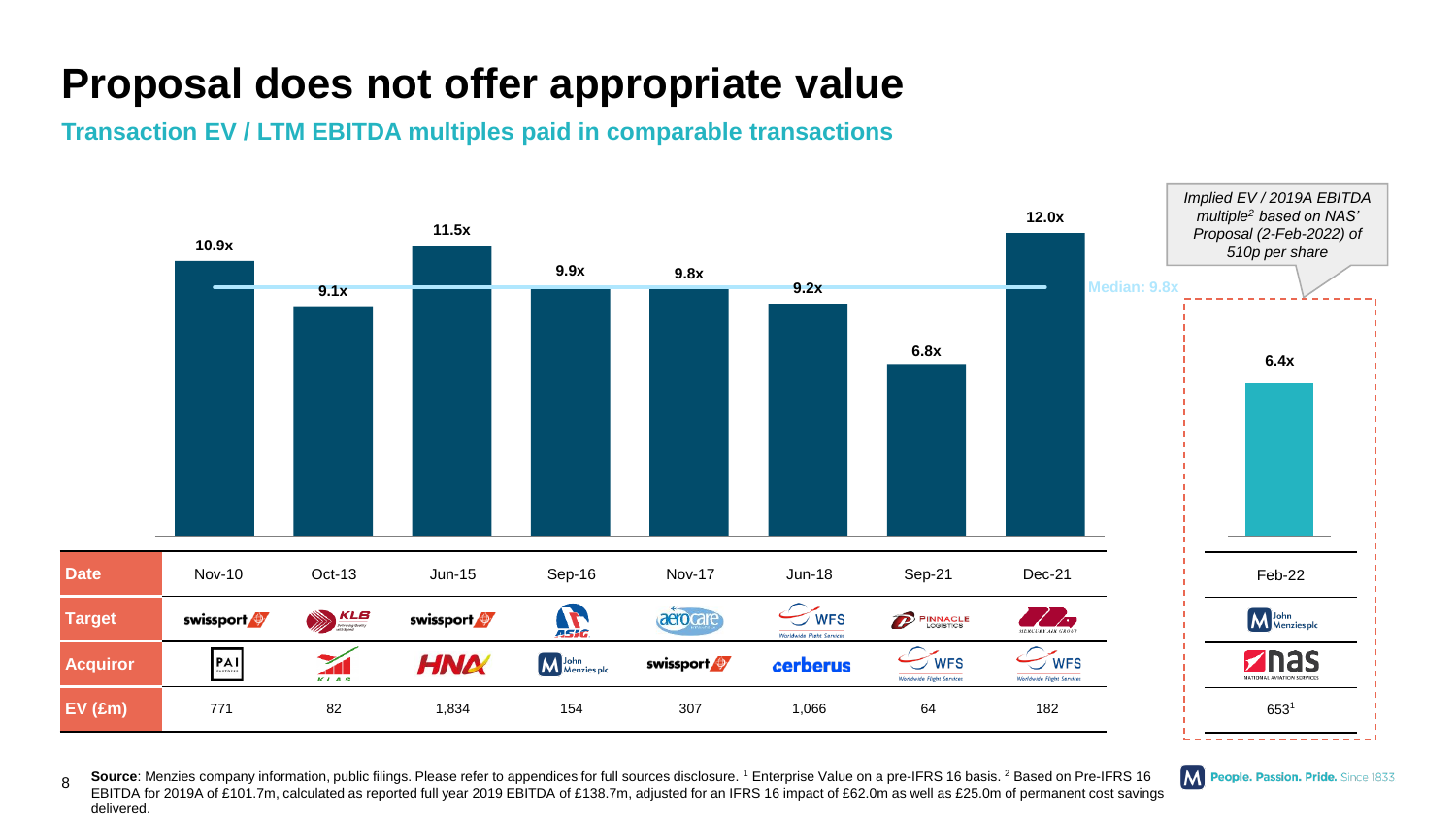# Proposal does not offer appropriate value

## Transaction EV / LTM EBITDA multiples paid in comparable transactions

| | | | | | | | | | |
|---|---|---|---|---|---|---|---|---|---|
| **Multiple** | 10.9x | 9.1x | 11.5x | 9.9x | 9.8x | 9.2x | 6.8x | 12.0x | 6.4x |
| **Date** | Nov-10 | Oct-13 | Jun-15 | Sep-16 | Nov-17 | Jun-18 | Sep-21 | Dec-21 | Feb-22 |
| **Target** | swissport | KLB | swissport | ASIG | aerocare | WFS | Pinnacle Logistics | Mercury Air Group | John Menzies plc |
| **Acquiror** | PAI Partners | KLAS | HNA | John Menzies plc | swissport | cerberus | WFS | WFS | nas National Aviation Services |
| **EV (£m)** | 771 | 82 | 1,834 | 154 | 307 | 1,066 | 64 | 182 | 653[1] |

Median: 9.8x

*Implied EV / 2019A EBITDA multiple[2] based on NAS' Proposal (2-Feb-2022) of 510p per share*

**Source**: Menzies company information, public filings. Please refer to appendices for full sources disclosure. [1] Enterprise Value on a pre-IFRS 16 basis. [2] Based on Pre-IFRS 16 EBITDA for 2019A of £101.7m, calculated as reported full year 2019 EBITDA of £138.7m, adjusted for an IFRS 16 impact of £62.0m as well as £25.0m of permanent cost savings delivered.

People. Passion. Pride. Since 1833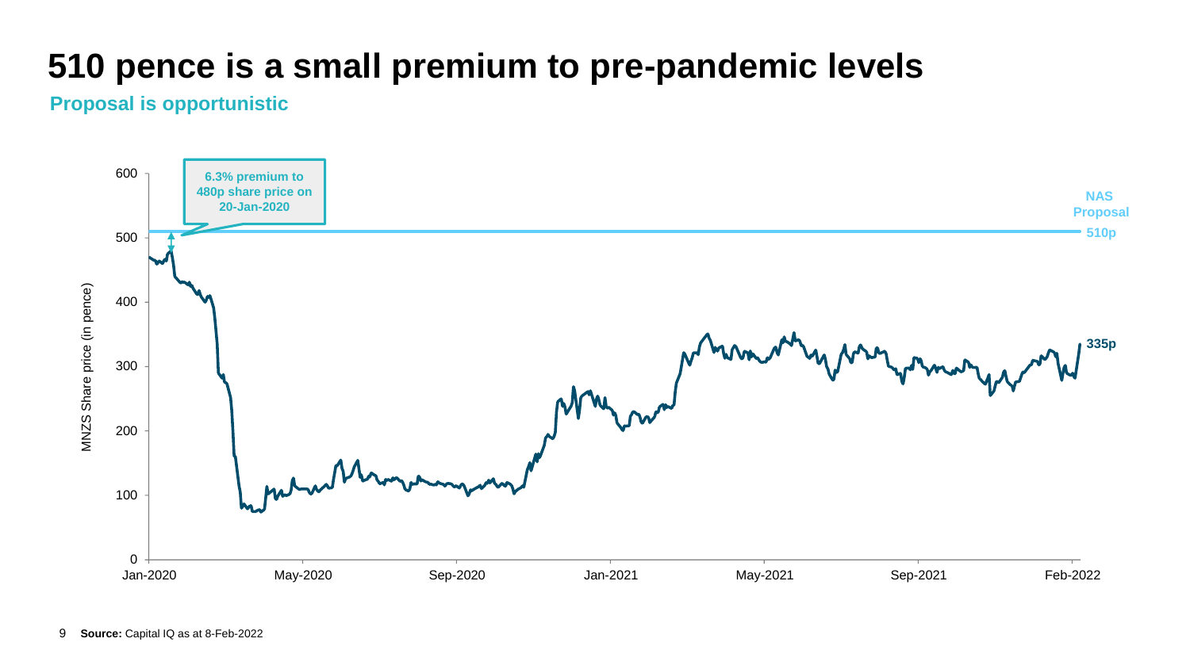# 510 pence is a small premium to pre-pandemic levels

**Proposal is opportunistic**

6.3% premium to 480p share price on 20-Jan-2020

NAS Proposal 510p

335p

MNZS Share price (in pence)

600
500
400
300
200
100
0

Jan-2020 May-2020 Sep-2020 Jan-2021 May-2021 Sep-2021 Feb-2022

**Source:** Capital IQ as at 8-Feb-2022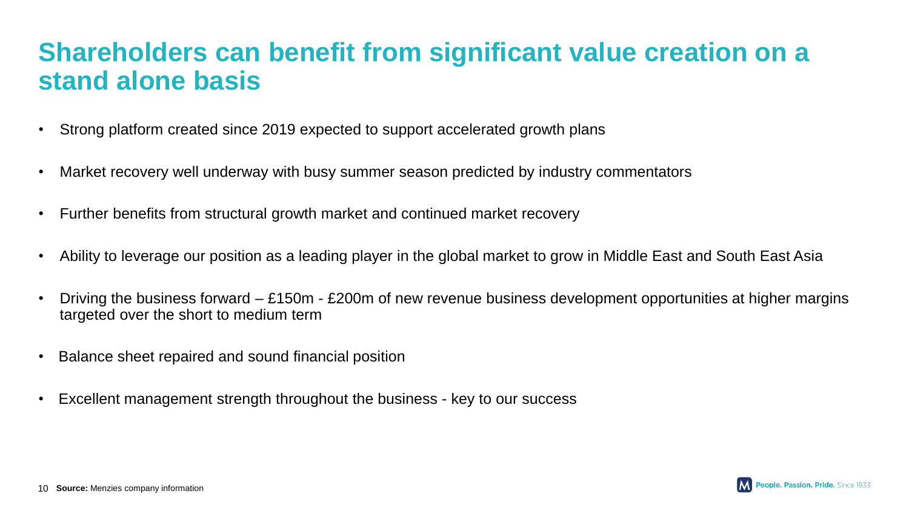# Shareholders can benefit from significant value creation on a stand alone basis

- Strong platform created since 2019 expected to support accelerated growth plans
- Market recovery well underway with busy summer season predicted by industry commentators
- Further benefits from structural growth market and continued market recovery
- Ability to leverage our position as a leading player in the global market to grow in Middle East and South East Asia
- Driving the business forward – £150m - £200m of new revenue business development opportunities at higher margins targeted over the short to medium term
- Balance sheet repaired and sound financial position
- Excellent management strength throughout the business - key to our success

**Source:** Menzies company information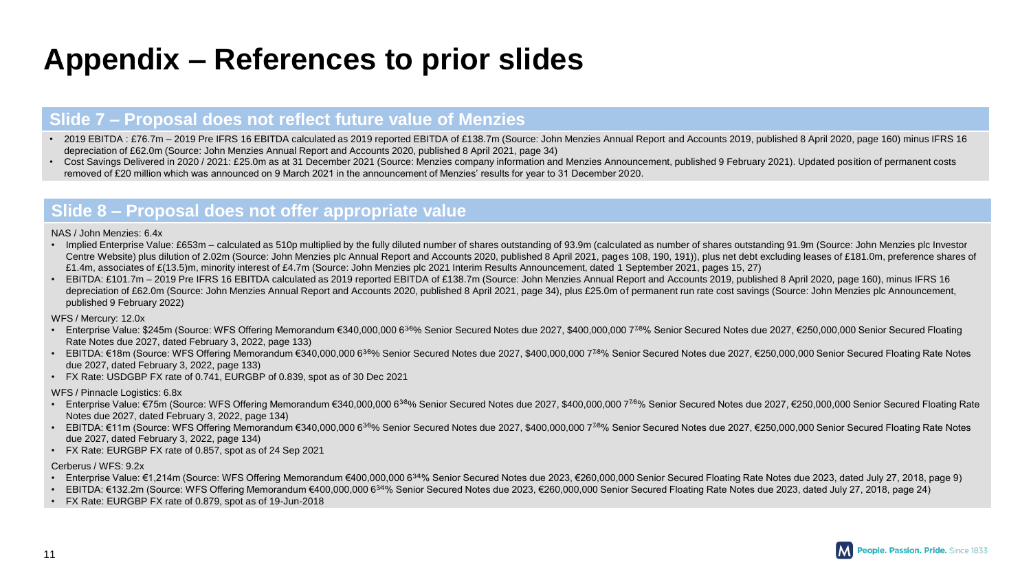# Appendix – References to prior slides

## Slide 7 – Proposal does not reflect future value of Menzies

- 2019 EBITDA : £76.7m – 2019 Pre IFRS 16 EBITDA calculated as 2019 reported EBITDA of £138.7m (Source: John Menzies Annual Report and Accounts 2019, published 8 April 2020, page 160) minus IFRS 16 depreciation of £62.0m (Source: John Menzies Annual Report and Accounts 2020, published 8 April 2021, page 34)
- Cost Savings Delivered in 2020 / 2021: £25.0m as at 31 December 2021 (Source: Menzies company information and Menzies Announcement, published 9 February 2021). Updated position of permanent costs removed of £20 million which was announced on 9 March 2021 in the announcement of Menzies' results for year to 31 December 2020.

## Slide 8 – Proposal does not offer appropriate value

NAS / John Menzies: 6.4x

- Implied Enterprise Value: £653m – calculated as 510p multiplied by the fully diluted number of shares outstanding of 93.9m (calculated as number of shares outstanding 91.9m (Source: John Menzies plc Investor Centre Website) plus dilution of 2.02m (Source: John Menzies plc Annual Report and Accounts 2020, published 8 April 2021, pages 108, 190, 191)), plus net debt excluding leases of £181.0m, preference shares of £1.4m, associates of £(13.5)m, minority interest of £4.7m (Source: John Menzies plc 2021 Interim Results Announcement, dated 1 September 2021, pages 15, 27)
- EBITDA: £101.7m – 2019 Pre IFRS 16 EBITDA calculated as 2019 reported EBITDA of £138.7m (Source: John Menzies Annual Report and Accounts 2019, published 8 April 2020, page 160), minus IFRS 16 depreciation of £62.0m (Source: John Menzies Annual Report and Accounts 2020, published 8 April 2021, page 34), plus £25.0m of permanent run rate cost savings (Source: John Menzies plc Announcement, published 9 February 2022)

WFS / Mercury: 12.0x

- Enterprise Value: $245m (Source: WFS Offering Memorandum €340,000,000 6³⁄₈% Senior Secured Notes due 2027, $400,000,000 7⁷⁄₈% Senior Secured Notes due 2027, €250,000,000 Senior Secured Floating Rate Notes due 2027, dated February 3, 2022, page 133)
- EBITDA: €18m (Source: WFS Offering Memorandum €340,000,000 6³⁄₈% Senior Secured Notes due 2027, $400,000,000 7⁷⁄₈% Senior Secured Notes due 2027, €250,000,000 Senior Secured Floating Rate Notes due 2027, dated February 3, 2022, page 133)
- FX Rate: USDGBP FX rate of 0.741, EURGBP of 0.839, spot as of 30 Dec 2021

WFS / Pinnacle Logistics: 6.8x

- Enterprise Value: €75m (Source: WFS Offering Memorandum €340,000,000 6³⁄₈% Senior Secured Notes due 2027, $400,000,000 7⁷⁄₈% Senior Secured Notes due 2027, €250,000,000 Senior Secured Floating Rate Notes due 2027, dated February 3, 2022, page 134)
- EBITDA: €11m (Source: WFS Offering Memorandum €340,000,000 6³⁄₈% Senior Secured Notes due 2027, $400,000,000 7⁷⁄₈% Senior Secured Notes due 2027, €250,000,000 Senior Secured Floating Rate Notes due 2027, dated February 3, 2022, page 134)
- FX Rate: EURGBP FX rate of 0.857, spot as of 24 Sep 2021

Cerberus / WFS: 9.2x

- Enterprise Value: €1,214m (Source: WFS Offering Memorandum €400,000,000 6³⁄₄% Senior Secured Notes due 2023, €260,000,000 Senior Secured Floating Rate Notes due 2023, dated July 27, 2018, page 9)
- EBITDA: €132.2m (Source: WFS Offering Memorandum €400,000,000 6³⁄₄% Senior Secured Notes due 2023, €260,000,000 Senior Secured Floating Rate Notes due 2023, dated July 27, 2018, page 24)
- FX Rate: EURGBP FX rate of 0.879, spot as of 19-Jun-2018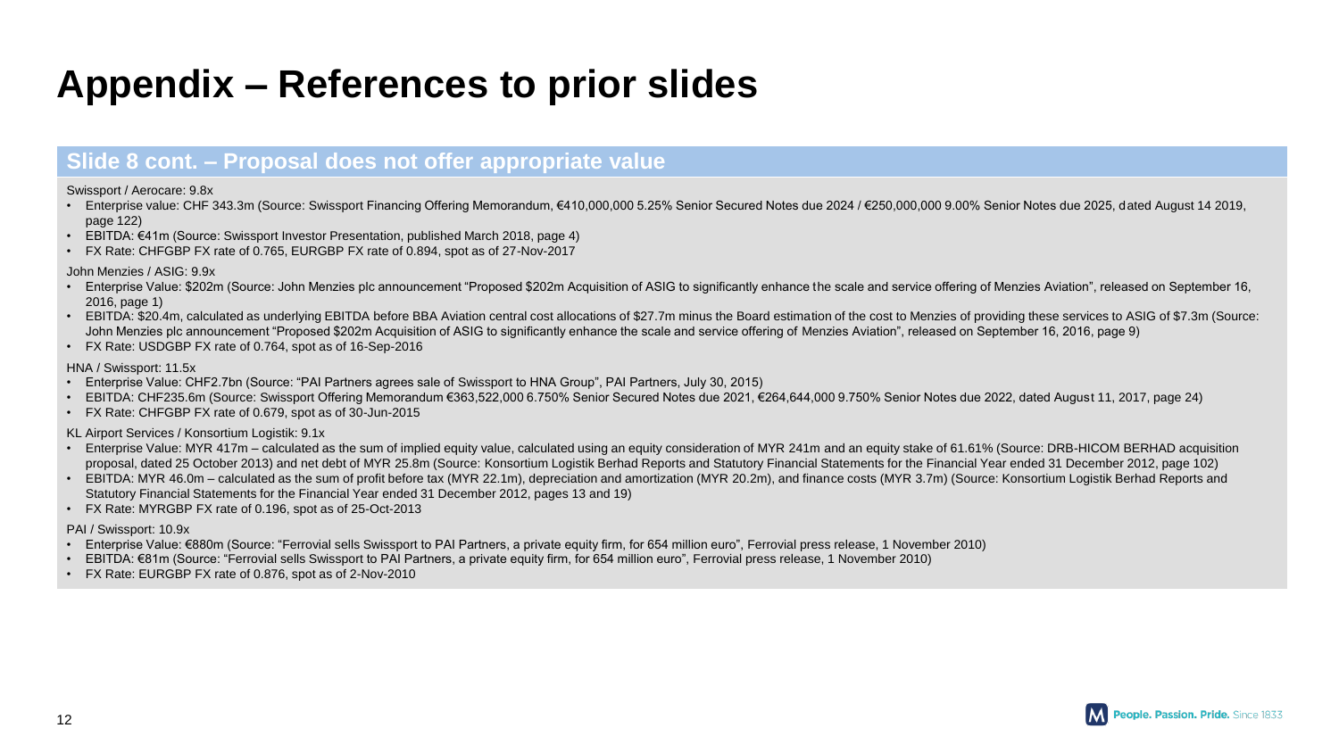# Appendix – References to prior slides

## Slide 8 cont. – Proposal does not offer appropriate value

Swissport / Aerocare: 9.8x

- Enterprise value: CHF 343.3m (Source: Swissport Financing Offering Memorandum, €410,000,000 5.25% Senior Secured Notes due 2024 / €250,000,000 9.00% Senior Notes due 2025, dated August 14 2019, page 122)
- EBITDA: €41m (Source: Swissport Investor Presentation, published March 2018, page 4)
- FX Rate: CHFGBP FX rate of 0.765, EURGBP FX rate of 0.894, spot as of 27-Nov-2017

John Menzies / ASIG: 9.9x

- Enterprise Value: $202m (Source: John Menzies plc announcement "Proposed $202m Acquisition of ASIG to significantly enhance the scale and service offering of Menzies Aviation", released on September 16, 2016, page 1)
- EBITDA: $20.4m, calculated as underlying EBITDA before BBA Aviation central cost allocations of $27.7m minus the Board estimation of the cost to Menzies of providing these services to ASIG of $7.3m (Source: John Menzies plc announcement "Proposed $202m Acquisition of ASIG to significantly enhance the scale and service offering of Menzies Aviation", released on September 16, 2016, page 9)
- FX Rate: USDGBP FX rate of 0.764, spot as of 16-Sep-2016

HNA / Swissport: 11.5x

- Enterprise Value: CHF2.7bn (Source: "PAI Partners agrees sale of Swissport to HNA Group", PAI Partners, July 30, 2015)
- EBITDA: CHF235.6m (Source: Swissport Offering Memorandum €363,522,000 6.750% Senior Secured Notes due 2021, €264,644,000 9.750% Senior Notes due 2022, dated August 11, 2017, page 24)
- FX Rate: CHFGBP FX rate of 0.679, spot as of 30-Jun-2015

KL Airport Services / Konsortium Logistik: 9.1x

- Enterprise Value: MYR 417m – calculated as the sum of implied equity value, calculated using an equity consideration of MYR 241m and an equity stake of 61.61% (Source: DRB-HICOM BERHAD acquisition proposal, dated 25 October 2013) and net debt of MYR 25.8m (Source: Konsortium Logistik Berhad Reports and Statutory Financial Statements for the Financial Year ended 31 December 2012, page 102)
- EBITDA: MYR 46.0m – calculated as the sum of profit before tax (MYR 22.1m), depreciation and amortization (MYR 20.2m), and finance costs (MYR 3.7m) (Source: Konsortium Logistik Berhad Reports and Statutory Financial Statements for the Financial Year ended 31 December 2012, pages 13 and 19)
- FX Rate: MYRGBP FX rate of 0.196, spot as of 25-Oct-2013

PAI / Swissport: 10.9x

- Enterprise Value: €880m (Source: "Ferrovial sells Swissport to PAI Partners, a private equity firm, for 654 million euro", Ferrovial press release, 1 November 2010)
- EBITDA: €81m (Source: "Ferrovial sells Swissport to PAI Partners, a private equity firm, for 654 million euro", Ferrovial press release, 1 November 2010)
- FX Rate: EURGBP FX rate of 0.876, spot as of 2-Nov-2010

People. Passion. Pride. Since 1833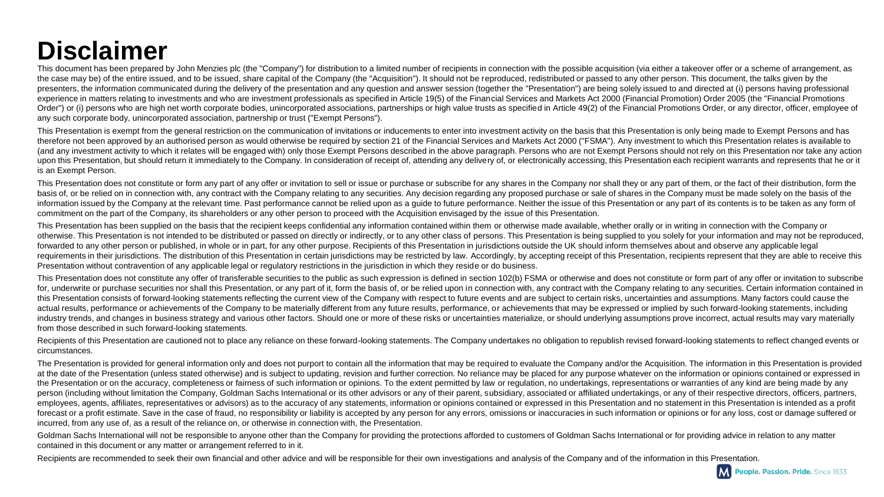# Disclaimer

This document has been prepared by John Menzies plc (the "Company") for distribution to a limited number of recipients in connection with the possible acquisition (via either a takeover offer or a scheme of arrangement, as the case may be) of the entire issued, and to be issued, share capital of the Company (the "Acquisition"). It should not be reproduced, redistributed or passed to any other person. This document, the talks given by the presenters, the information communicated during the delivery of the presentation and any question and answer session (together the "Presentation") are being solely issued to and directed at (i) persons having professional experience in matters relating to investments and who are investment professionals as specified in Article 19(5) of the Financial Services and Markets Act 2000 (Financial Promotion) Order 2005 (the "Financial Promotions Order") or (i) persons who are high net worth corporate bodies, unincorporated associations, partnerships or high value trusts as specified in Article 49(2) of the Financial Promotions Order, or any director, officer, employee of any such corporate body, unincorporated association, partnership or trust ("Exempt Persons").

This Presentation is exempt from the general restriction on the communication of invitations or inducements to enter into investment activity on the basis that this Presentation is only being made to Exempt Persons and has therefore not been approved by an authorised person as would otherwise be required by section 21 of the Financial Services and Markets Act 2000 ("FSMA"). Any investment to which this Presentation relates is available to (and any investment activity to which it relates will be engaged with) only those Exempt Persons described in the above paragraph. Persons who are not Exempt Persons should not rely on this Presentation nor take any action upon this Presentation, but should return it immediately to the Company. In consideration of receipt of, attending any delivery of, or electronically accessing, this Presentation each recipient warrants and represents that he or it is an Exempt Person.

This Presentation does not constitute or form any part of any offer or invitation to sell or issue or purchase or subscribe for any shares in the Company nor shall they or any part of them, or the fact of their distribution, form the basis of, or be relied on in connection with, any contract with the Company relating to any securities. Any decision regarding any proposed purchase or sale of shares in the Company must be made solely on the basis of the information issued by the Company at the relevant time. Past performance cannot be relied upon as a guide to future performance. Neither the issue of this Presentation or any part of its contents is to be taken as any form of commitment on the part of the Company, its shareholders or any other person to proceed with the Acquisition envisaged by the issue of this Presentation.

This Presentation has been supplied on the basis that the recipient keeps confidential any information contained within them or otherwise made available, whether orally or in writing in connection with the Company or otherwise. This Presentation is not intended to be distributed or passed on directly or indirectly, or to any other class of persons. This Presentation is being supplied to you solely for your information and may not be reproduced, forwarded to any other person or published, in whole or in part, for any other purpose. Recipients of this Presentation in jurisdictions outside the UK should inform themselves about and observe any applicable legal requirements in their jurisdictions. The distribution of this Presentation in certain jurisdictions may be restricted by law. Accordingly, by accepting receipt of this Presentation, recipients represent that they are able to receive this Presentation without contravention of any applicable legal or regulatory restrictions in the jurisdiction in which they reside or do business.

This Presentation does not constitute any offer of transferable securities to the public as such expression is defined in section 102(b) FSMA or otherwise and does not constitute or form part of any offer or invitation to subscribe for, underwrite or purchase securities nor shall this Presentation, or any part of it, form the basis of, or be relied upon in connection with, any contract with the Company relating to any securities. Certain information contained in this Presentation consists of forward-looking statements reflecting the current view of the Company with respect to future events and are subject to certain risks, uncertainties and assumptions. Many factors could cause the actual results, performance or achievements of the Company to be materially different from any future results, performance, or achievements that may be expressed or implied by such forward-looking statements, including industry trends, and changes in business strategy and various other factors. Should one or more of these risks or uncertainties materialize, or should underlying assumptions prove incorrect, actual results may vary materially from those described in such forward-looking statements.

Recipients of this Presentation are cautioned not to place any reliance on these forward-looking statements. The Company undertakes no obligation to republish revised forward-looking statements to reflect changed events or circumstances.

The Presentation is provided for general information only and does not purport to contain all the information that may be required to evaluate the Company and/or the Acquisition. The information in this Presentation is provided at the date of the Presentation (unless stated otherwise) and is subject to updating, revision and further correction. No reliance may be placed for any purpose whatever on the information or opinions contained or expressed in the Presentation or on the accuracy, completeness or fairness of such information or opinions. To the extent permitted by law or regulation, no undertakings, representations or warranties of any kind are being made by any person (including without limitation the Company, Goldman Sachs International or its other advisors or any of their parent, subsidiary, associated or affiliated undertakings, or any of their respective directors, officers, partners, employees, agents, affiliates, representatives or advisors) as to the accuracy of any statements, information or opinions contained or expressed in this Presentation and no statement in this Presentation is intended as a profit forecast or a profit estimate. Save in the case of fraud, no responsibility or liability is accepted by any person for any errors, omissions or inaccuracies in such information or opinions or for any loss, cost or damage suffered or incurred, from any use of, as a result of the reliance on, or otherwise in connection with, the Presentation.

Goldman Sachs International will not be responsible to anyone other than the Company for providing the protections afforded to customers of Goldman Sachs International or for providing advice in relation to any matter contained in this document or any matter or arrangement referred to in it.

Recipients are recommended to seek their own financial and other advice and will be responsible for their own investigations and analysis of the Company and of the information in this Presentation.

People. Passion. Pride. Since 1833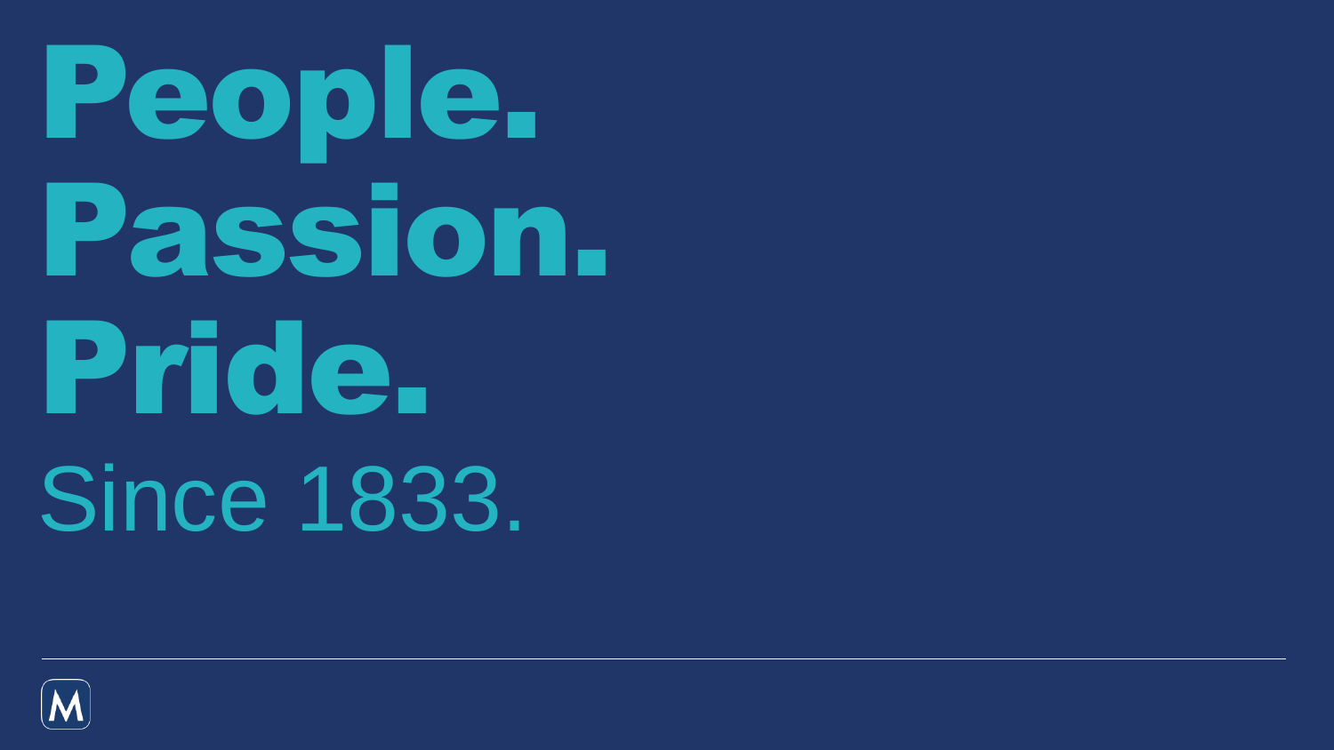# People.
# Passion.
# Pride.

Since 1833.